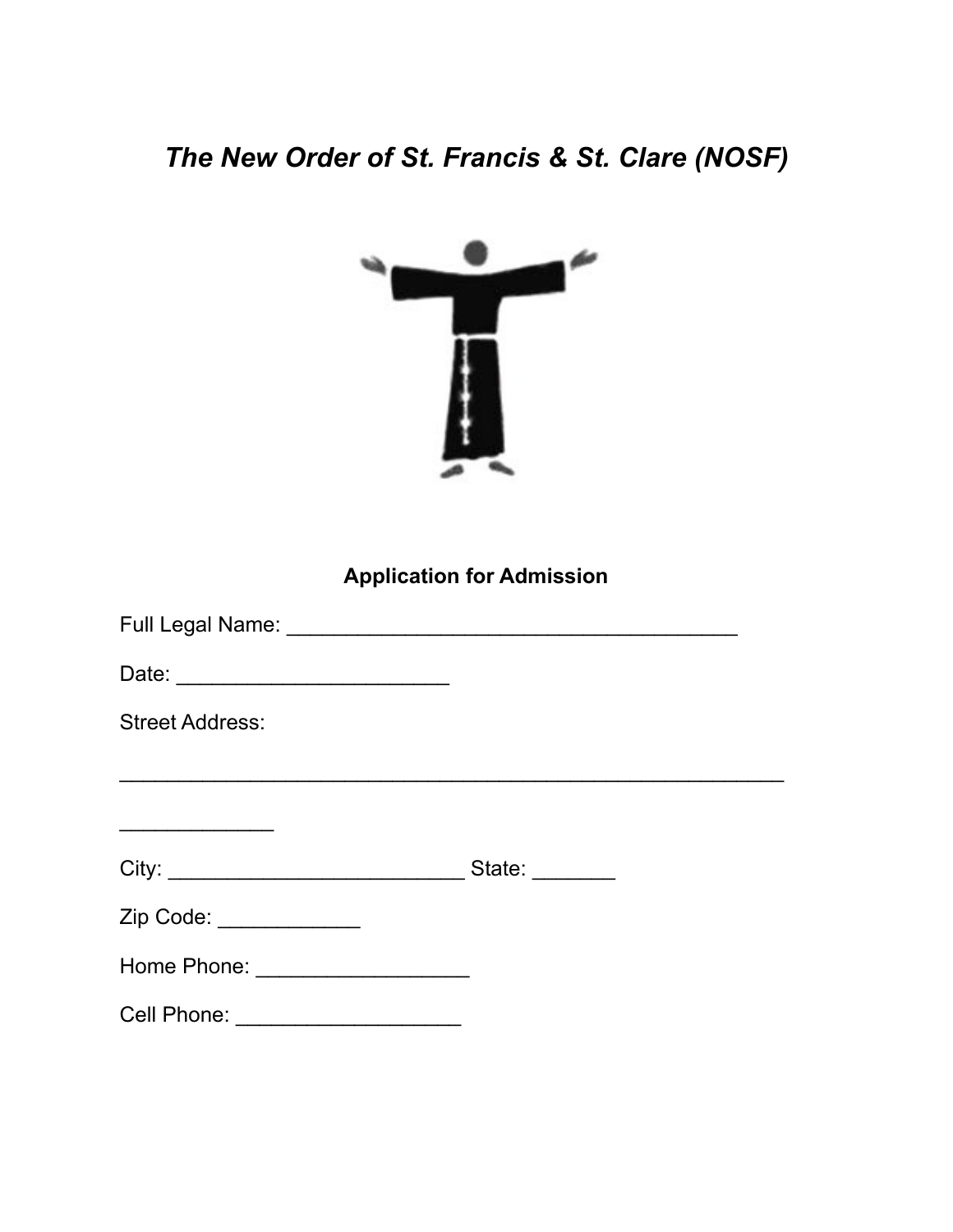# *The New Order of St. Francis & St. Clare (NOSF)*

**Application for Admission**

Full Legal Name: _______________________________________

Date: _______________________

Street Address:

__________________________________________________________

_____________

City: _________________________ State: _______

Zip Code: ____________

Home Phone: __________________

Cell Phone: ___________________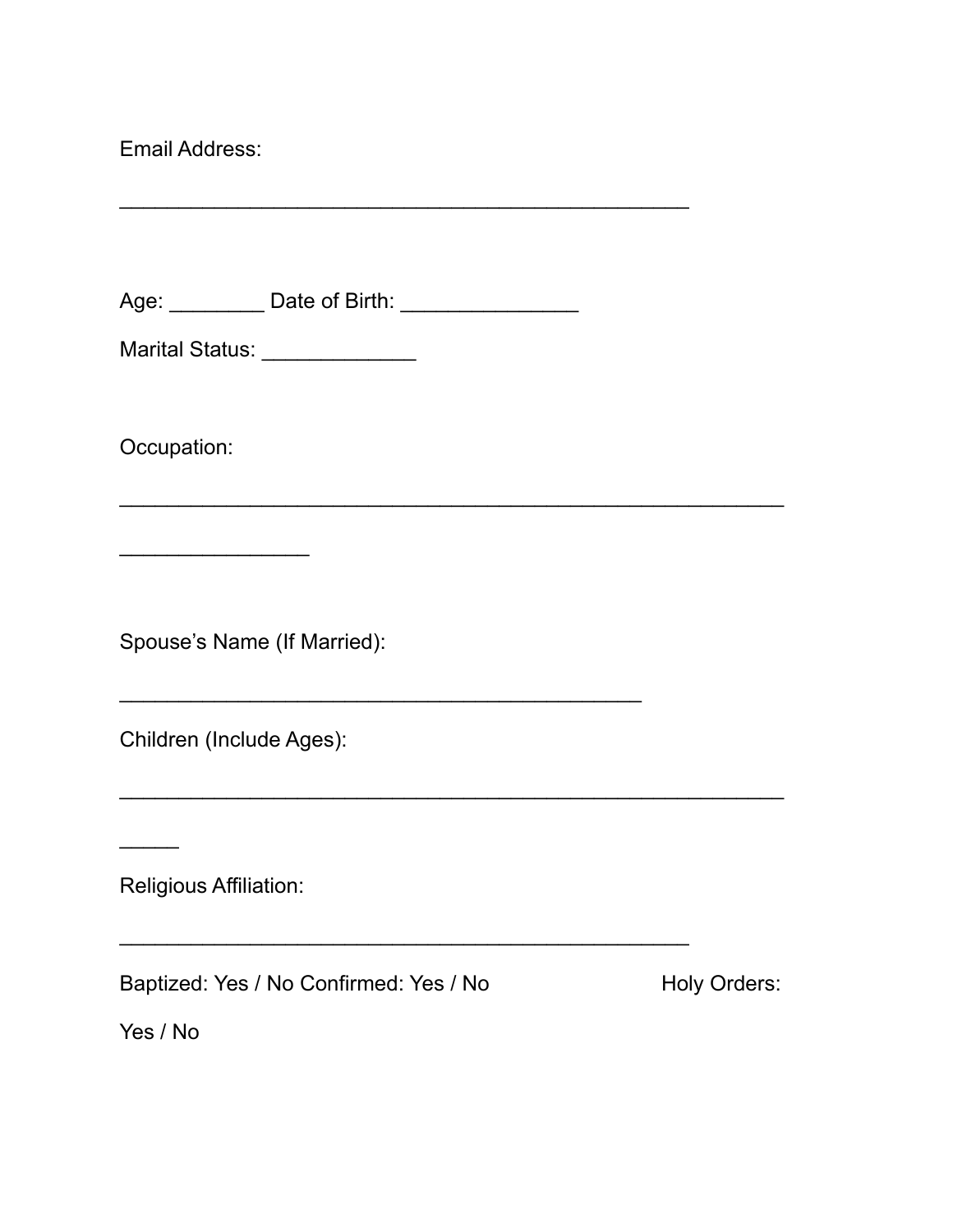Email Address:

_______________________________________________

Age: ________ Date of Birth: _______________

Marital Status: _____________

Occupation:

_______________________________________________________

________________

Spouse's Name (If Married):

___________________________________________

Children (Include Ages):

_______________________________________________________

_____

Religious Affiliation:

_______________________________________________

Baptized: Yes / No Confirmed: Yes / No Holy Orders:

Yes / No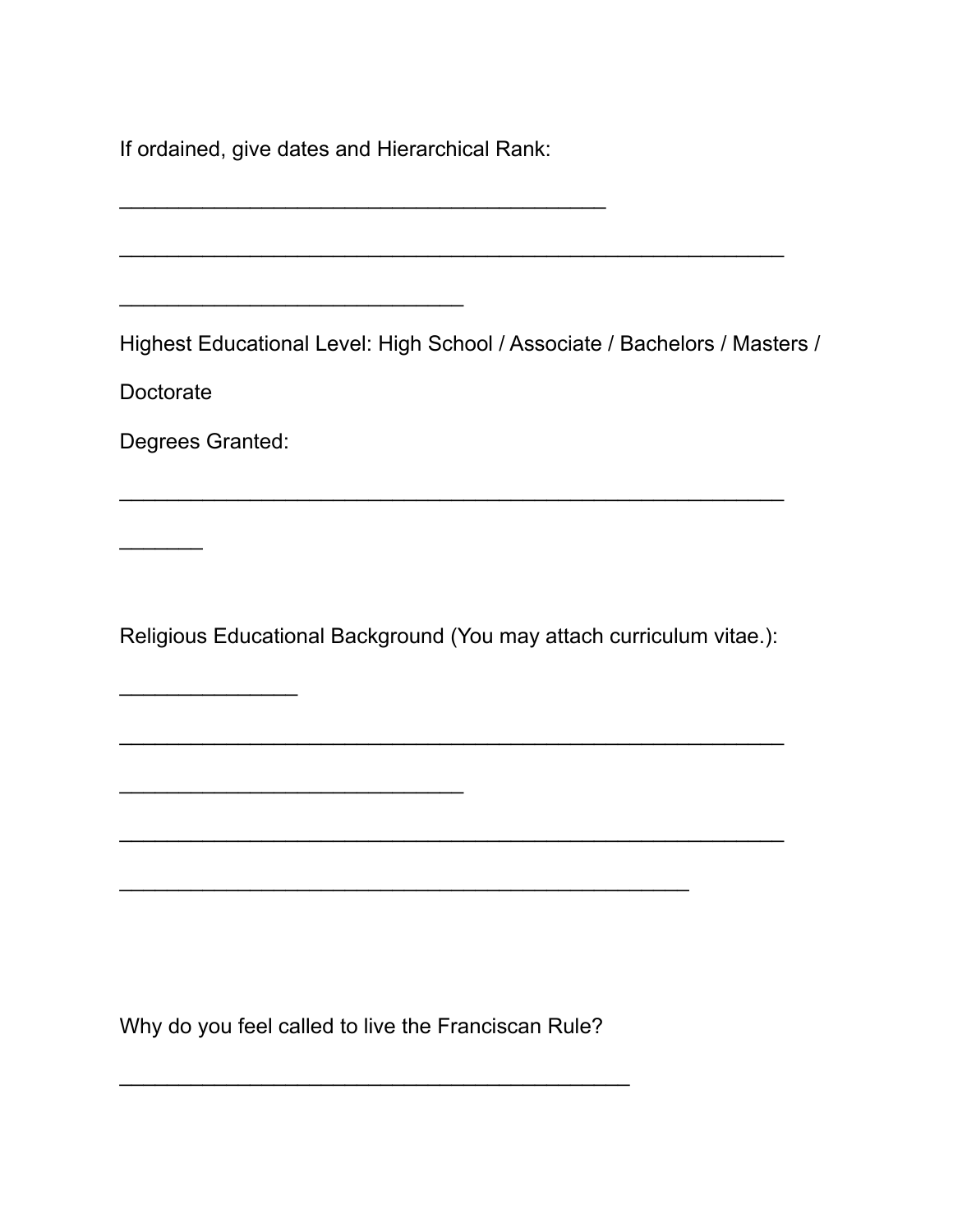If ordained, give dates and Hierarchical Rank:

___________________________________________

__________________________________________________________

______________________________

Highest Educational Level: High School / Associate / Bachelors / Masters / Doctorate

Degrees Granted:

__________________________________________________________

_______

Religious Educational Background (You may attach curriculum vitae.):

_______________

__________________________________________________________

______________________________

__________________________________________________________

__________________________________________________

Why do you feel called to live the Franciscan Rule?

_____________________________________________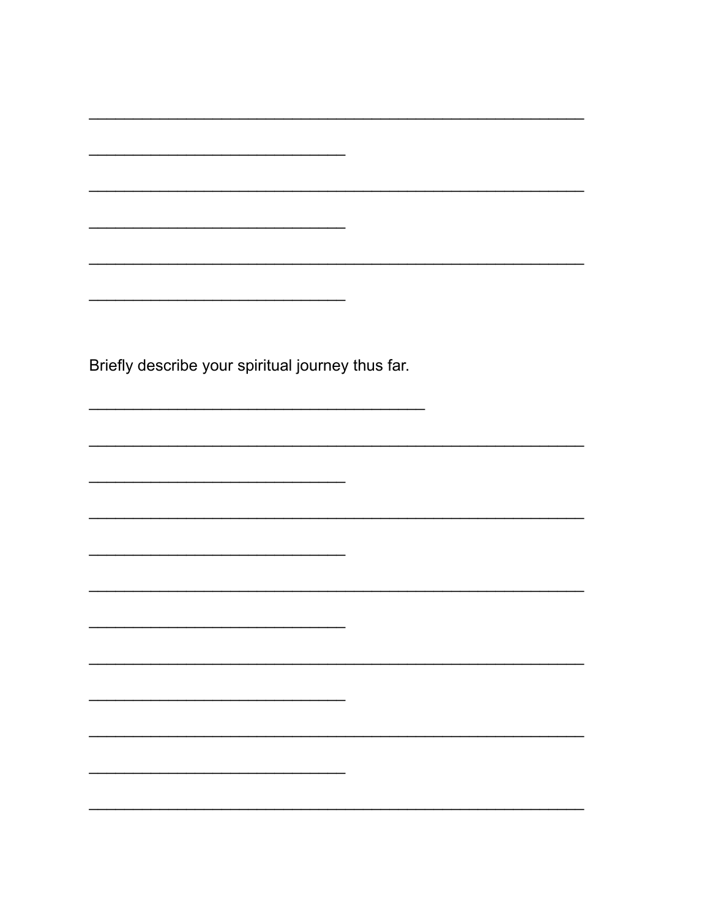______________________________________________________

____________________________

______________________________________________________

____________________________

______________________________________________________

____________________________

Briefly describe your spiritual journey thus far.

_____________________________________

______________________________________________________

____________________________

______________________________________________________

____________________________

______________________________________________________

____________________________

______________________________________________________

____________________________

______________________________________________________

____________________________

______________________________________________________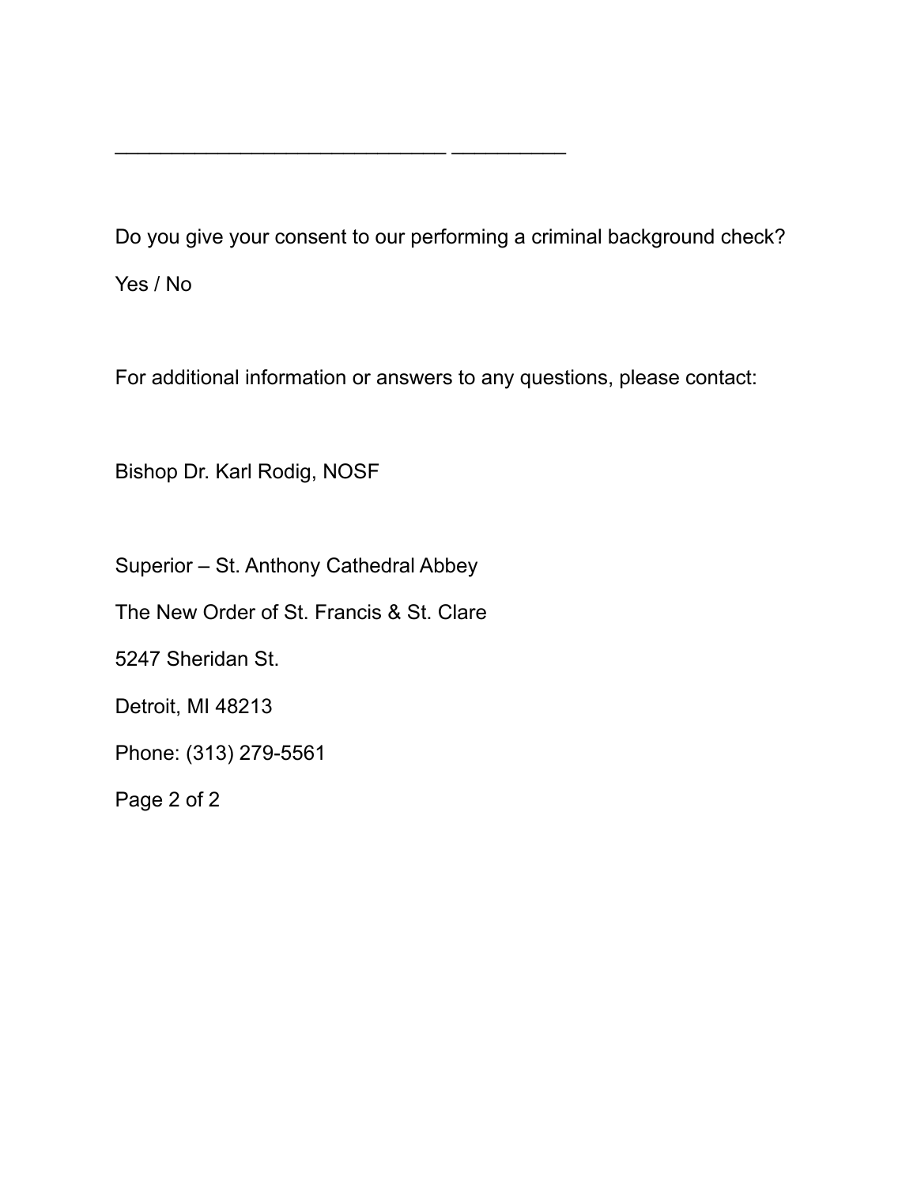\_\_\_\_\_\_\_\_\_\_\_\_\_\_\_\_\_\_\_\_\_\_\_\_\_\_\_\_\_\_ \_\_\_\_\_\_\_\_\_\_\_

Do you give your consent to our performing a criminal background check?

Yes / No

For additional information or answers to any questions, please contact:

Bishop Dr. Karl Rodig, NOSF

Superior – St. Anthony Cathedral Abbey

The New Order of St. Francis & St. Clare

5247 Sheridan St.

Detroit, MI 48213

Phone: (313) 279-5561